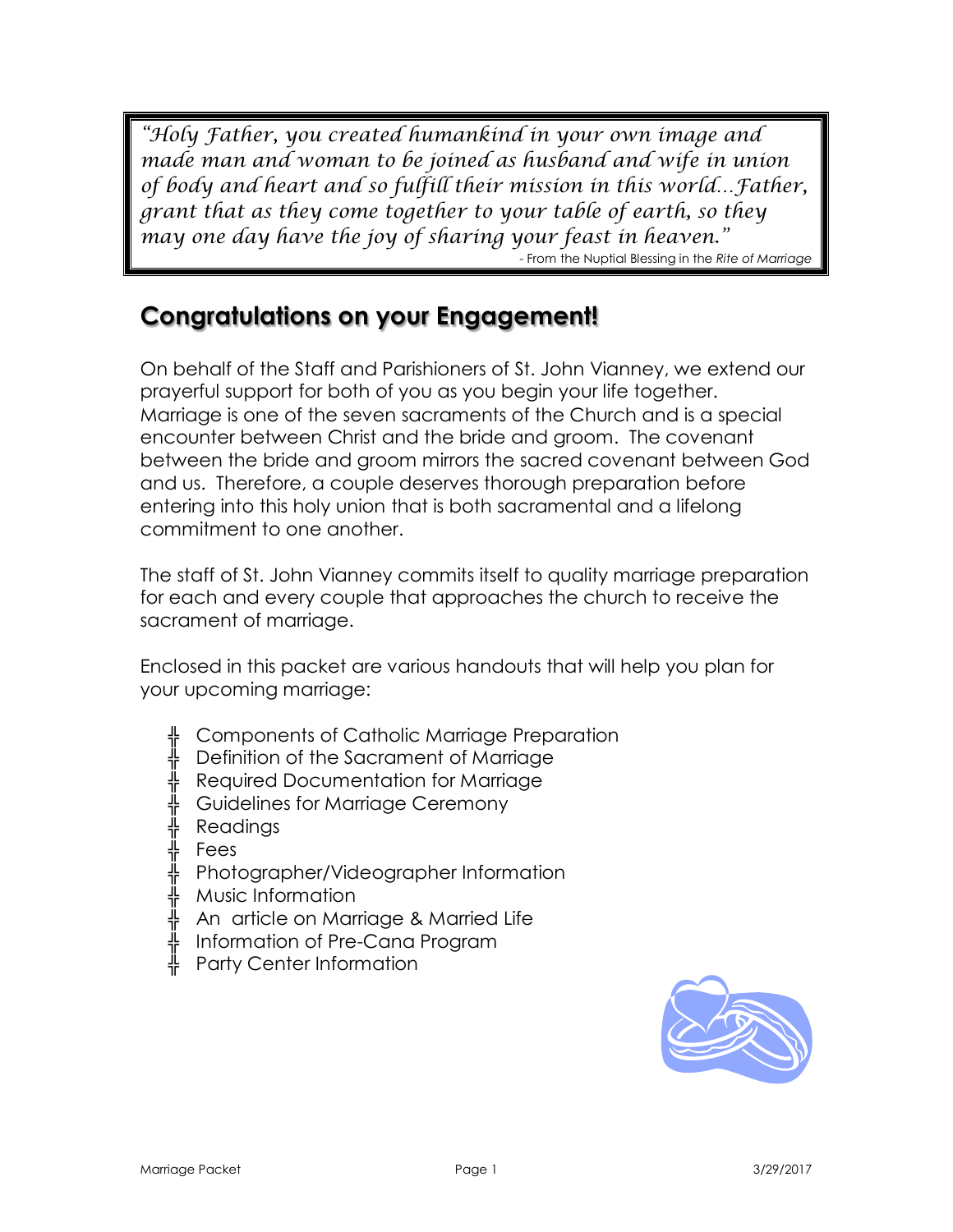> *"Holy Father, you created humankind in your own image and made man and woman to be joined as husband and wife in union of body and heart and so fulfill their mission in this world…Father, grant that as they come together to your table of earth, so they may one day have the joy of sharing your feast in heaven."*
>
> - From the Nuptial Blessing in the *Rite of Marriage*

## Congratulations on your Engagement!

On behalf of the Staff and Parishioners of St. John Vianney, we extend our prayerful support for both of you as you begin your life together. Marriage is one of the seven sacraments of the Church and is a special encounter between Christ and the bride and groom. The covenant between the bride and groom mirrors the sacred covenant between God and us. Therefore, a couple deserves thorough preparation before entering into this holy union that is both sacramental and a lifelong commitment to one another.

The staff of St. John Vianney commits itself to quality marriage preparation for each and every couple that approaches the church to receive the sacrament of marriage.

Enclosed in this packet are various handouts that will help you plan for your upcoming marriage:

- Components of Catholic Marriage Preparation
- Definition of the Sacrament of Marriage
- Required Documentation for Marriage
- Guidelines for Marriage Ceremony
- Readings
- Fees
- Photographer/Videographer Information
- Music Information
- An article on Marriage & Married Life
- Information of Pre-Cana Program
- Party Center Information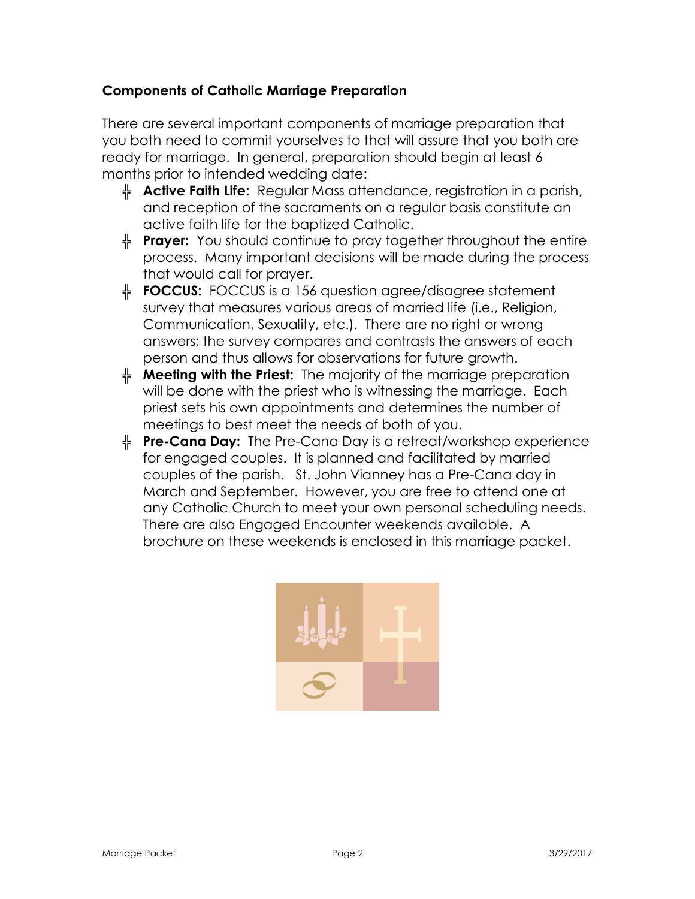**Components of Catholic Marriage Preparation**

There are several important components of marriage preparation that you both need to commit yourselves to that will assure that you both are ready for marriage. In general, preparation should begin at least 6 months prior to intended wedding date:

- **Active Faith Life:** Regular Mass attendance, registration in a parish, and reception of the sacraments on a regular basis constitute an active faith life for the baptized Catholic.
- **Prayer:** You should continue to pray together throughout the entire process. Many important decisions will be made during the process that would call for prayer.
- **FOCCUS:** FOCCUS is a 156 question agree/disagree statement survey that measures various areas of married life (i.e., Religion, Communication, Sexuality, etc.). There are no right or wrong answers; the survey compares and contrasts the answers of each person and thus allows for observations for future growth.
- **Meeting with the Priest:** The majority of the marriage preparation will be done with the priest who is witnessing the marriage. Each priest sets his own appointments and determines the number of meetings to best meet the needs of both of you.
- **Pre-Cana Day:** The Pre-Cana Day is a retreat/workshop experience for engaged couples. It is planned and facilitated by married couples of the parish. St. John Vianney has a Pre-Cana day in March and September. However, you are free to attend one at any Catholic Church to meet your own personal scheduling needs. There are also Engaged Encounter weekends available. A brochure on these weekends is enclosed in this marriage packet.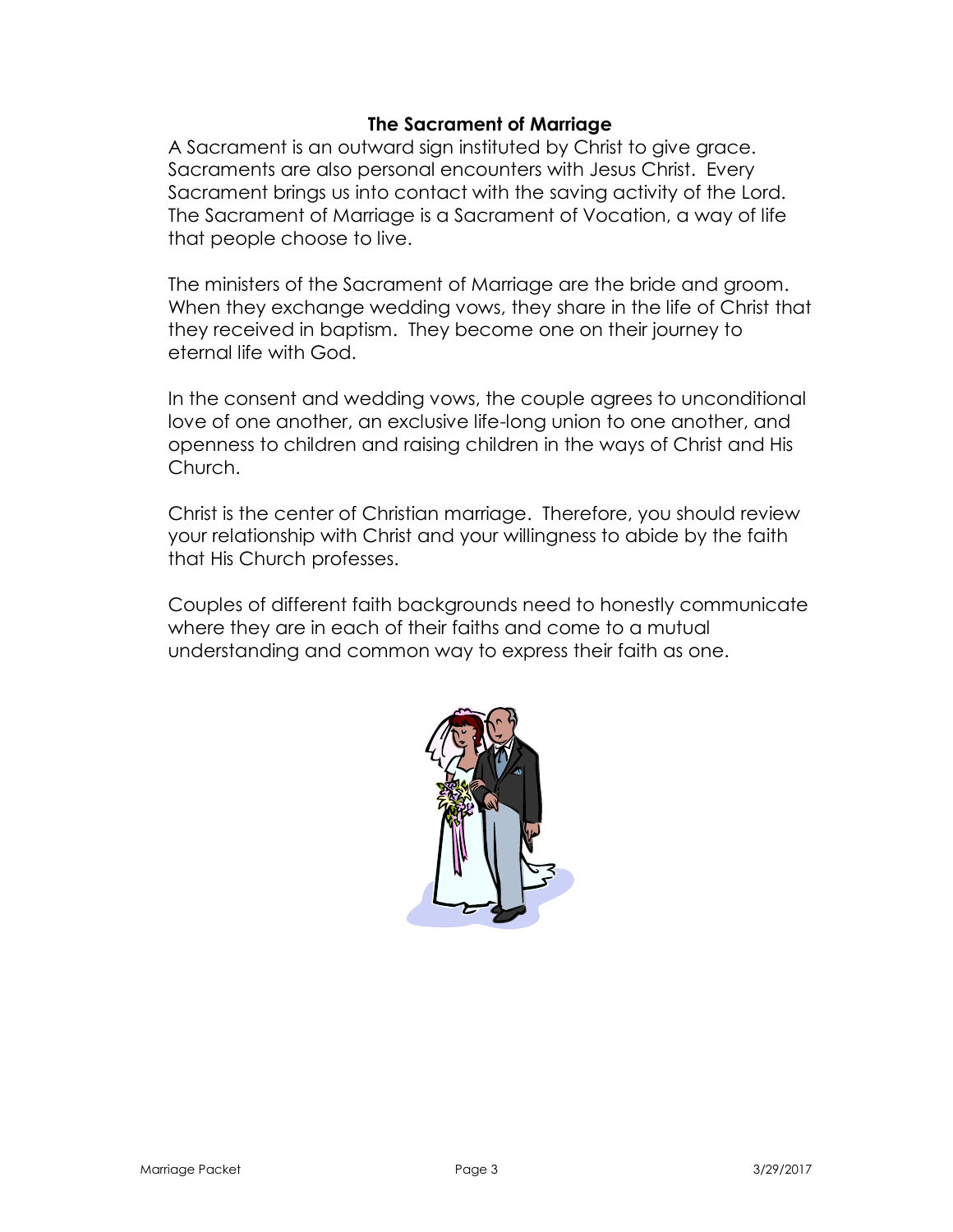## The Sacrament of Marriage

A Sacrament is an outward sign instituted by Christ to give grace. Sacraments are also personal encounters with Jesus Christ. Every Sacrament brings us into contact with the saving activity of the Lord. The Sacrament of Marriage is a Sacrament of Vocation, a way of life that people choose to live.

The ministers of the Sacrament of Marriage are the bride and groom. When they exchange wedding vows, they share in the life of Christ that they received in baptism. They become one on their journey to eternal life with God.

In the consent and wedding vows, the couple agrees to unconditional love of one another, an exclusive life-long union to one another, and openness to children and raising children in the ways of Christ and His Church.

Christ is the center of Christian marriage. Therefore, you should review your relationship with Christ and your willingness to abide by the faith that His Church professes.

Couples of different faith backgrounds need to honestly communicate where they are in each of their faiths and come to a mutual understanding and common way to express their faith as one.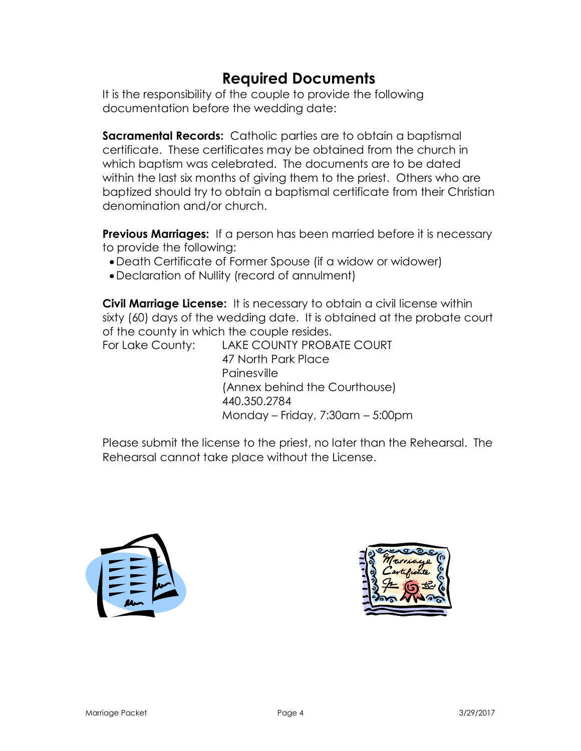# Required Documents

It is the responsibility of the couple to provide the following documentation before the wedding date:

**Sacramental Records:** Catholic parties are to obtain a baptismal certificate. These certificates may be obtained from the church in which baptism was celebrated. The documents are to be dated within the last six months of giving them to the priest. Others who are baptized should try to obtain a baptismal certificate from their Christian denomination and/or church.

**Previous Marriages:** If a person has been married before it is necessary to provide the following:

- Death Certificate of Former Spouse (if a widow or widower)
- Declaration of Nullity (record of annulment)

**Civil Marriage License:** It is necessary to obtain a civil license within sixty (60) days of the wedding date. It is obtained at the probate court of the county in which the couple resides.

For Lake County: LAKE COUNTY PROBATE COURT
47 North Park Place
Painesville
(Annex behind the Courthouse)
440.350.2784
Monday – Friday, 7:30am – 5:00pm

Please submit the license to the priest, no later than the Rehearsal. The Rehearsal cannot take place without the License.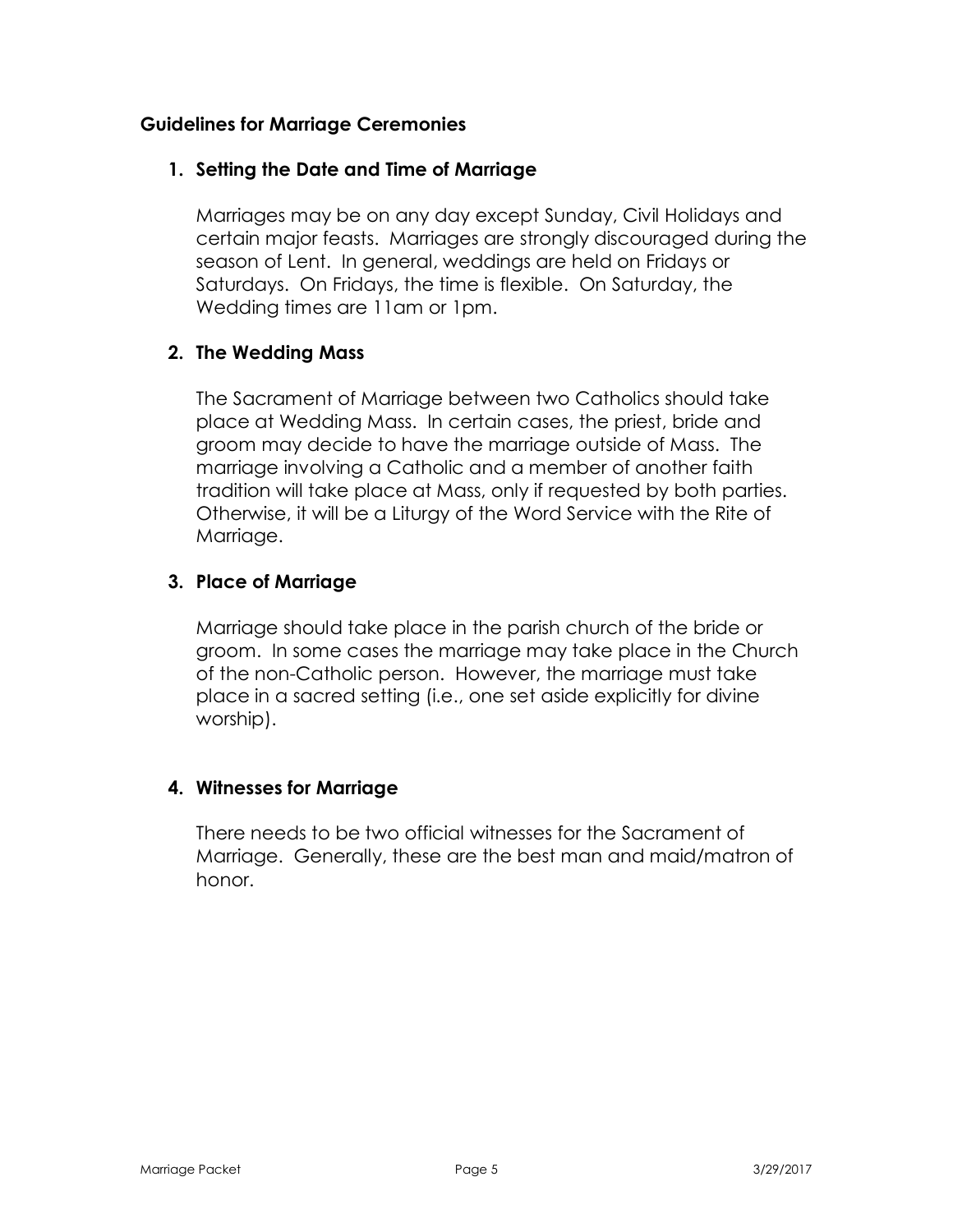## Guidelines for Marriage Ceremonies

### 1. Setting the Date and Time of Marriage

Marriages may be on any day except Sunday, Civil Holidays and certain major feasts. Marriages are strongly discouraged during the season of Lent. In general, weddings are held on Fridays or Saturdays. On Fridays, the time is flexible. On Saturday, the Wedding times are 11am or 1pm.

### 2. The Wedding Mass

The Sacrament of Marriage between two Catholics should take place at Wedding Mass. In certain cases, the priest, bride and groom may decide to have the marriage outside of Mass. The marriage involving a Catholic and a member of another faith tradition will take place at Mass, only if requested by both parties. Otherwise, it will be a Liturgy of the Word Service with the Rite of Marriage.

### 3. Place of Marriage

Marriage should take place in the parish church of the bride or groom. In some cases the marriage may take place in the Church of the non-Catholic person. However, the marriage must take place in a sacred setting (i.e., one set aside explicitly for divine worship).

### 4. Witnesses for Marriage

There needs to be two official witnesses for the Sacrament of Marriage. Generally, these are the best man and maid/matron of honor.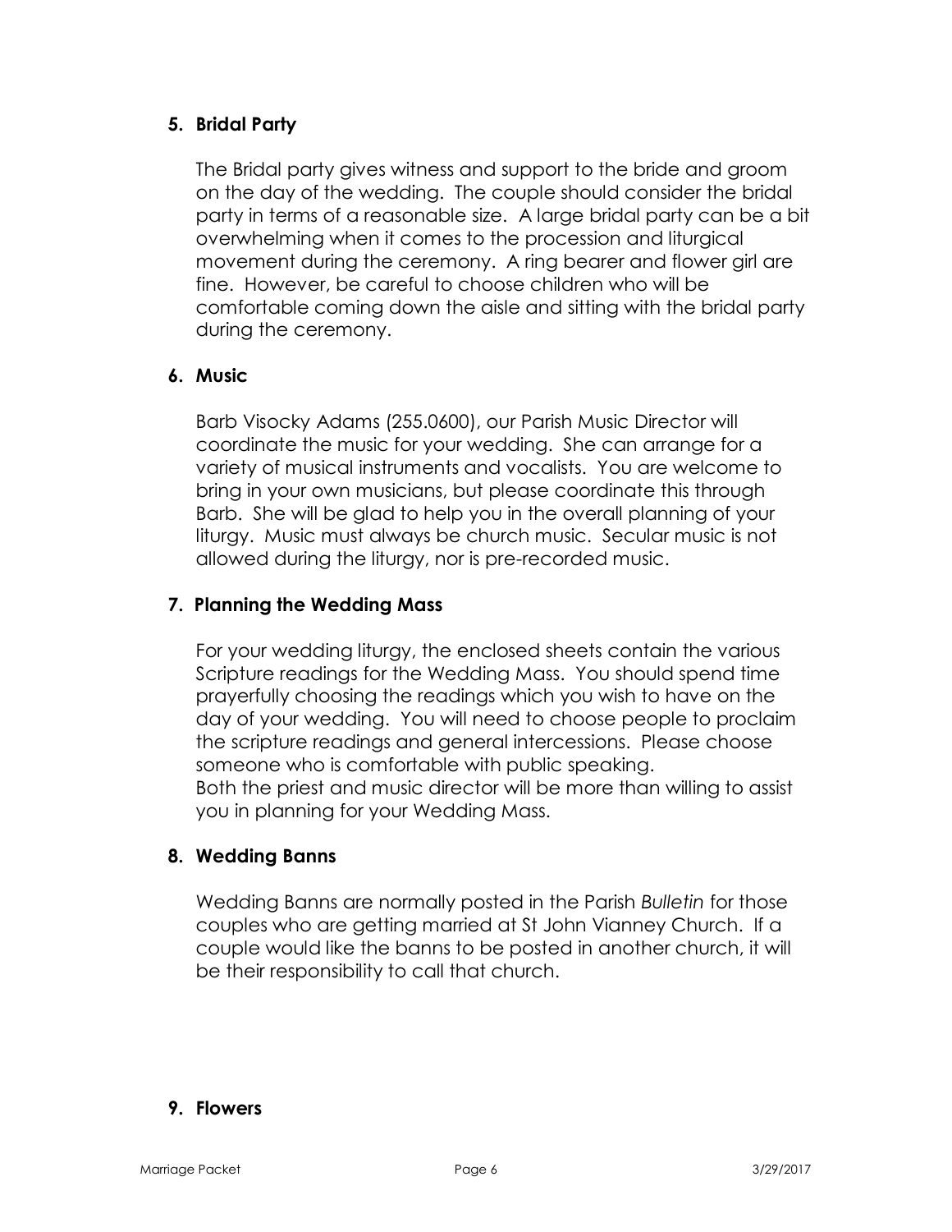## 5. Bridal Party

The Bridal party gives witness and support to the bride and groom on the day of the wedding. The couple should consider the bridal party in terms of a reasonable size. A large bridal party can be a bit overwhelming when it comes to the procession and liturgical movement during the ceremony. A ring bearer and flower girl are fine. However, be careful to choose children who will be comfortable coming down the aisle and sitting with the bridal party during the ceremony.

## 6. Music

Barb Visocky Adams (255.0600), our Parish Music Director will coordinate the music for your wedding. She can arrange for a variety of musical instruments and vocalists. You are welcome to bring in your own musicians, but please coordinate this through Barb. She will be glad to help you in the overall planning of your liturgy. Music must always be church music. Secular music is not allowed during the liturgy, nor is pre-recorded music.

## 7. Planning the Wedding Mass

For your wedding liturgy, the enclosed sheets contain the various Scripture readings for the Wedding Mass. You should spend time prayerfully choosing the readings which you wish to have on the day of your wedding. You will need to choose people to proclaim the scripture readings and general intercessions. Please choose someone who is comfortable with public speaking.
Both the priest and music director will be more than willing to assist you in planning for your Wedding Mass.

## 8. Wedding Banns

Wedding Banns are normally posted in the Parish *Bulletin* for those couples who are getting married at St John Vianney Church. If a couple would like the banns to be posted in another church, it will be their responsibility to call that church.

## 9. Flowers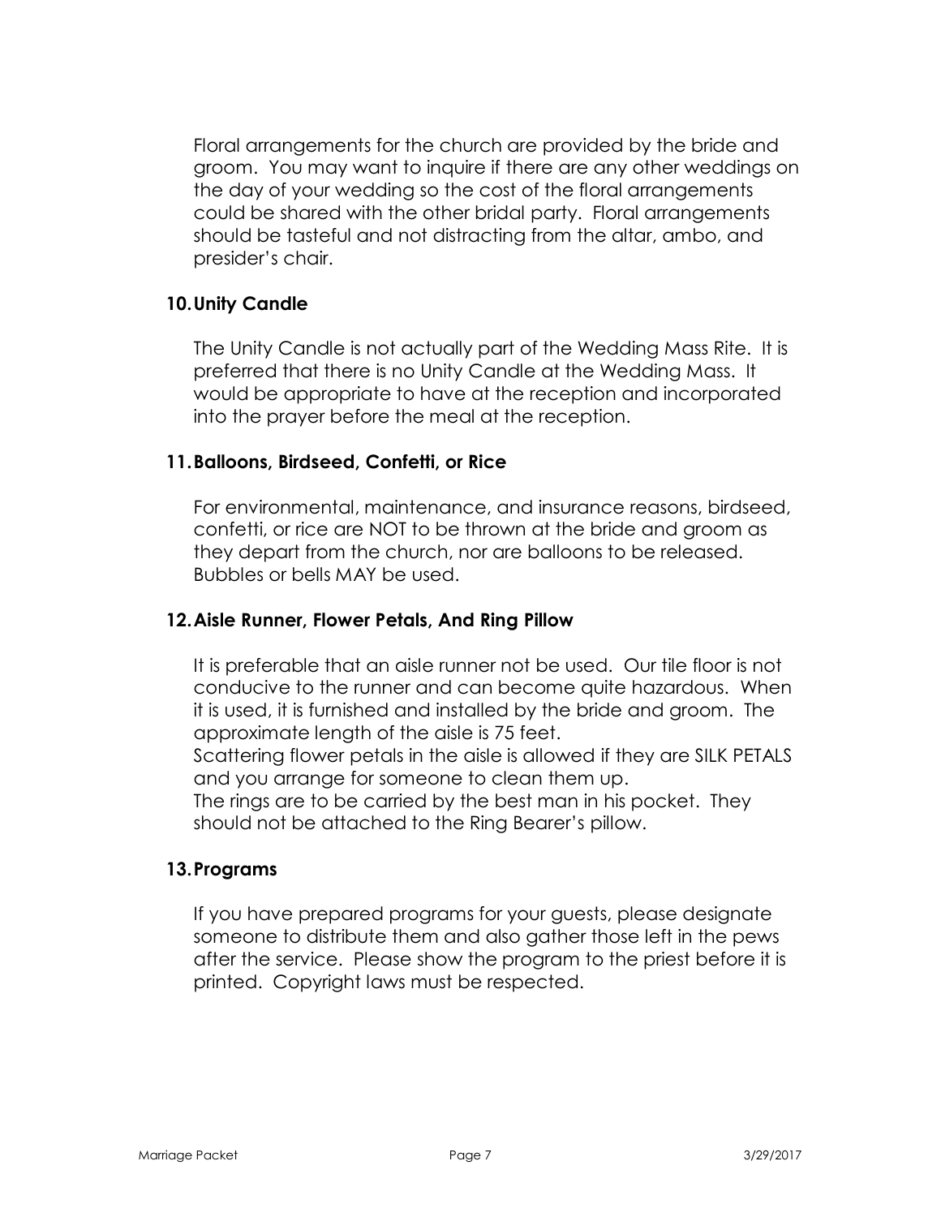Floral arrangements for the church are provided by the bride and groom. You may want to inquire if there are any other weddings on the day of your wedding so the cost of the floral arrangements could be shared with the other bridal party. Floral arrangements should be tasteful and not distracting from the altar, ambo, and presider's chair.

### 10. Unity Candle

The Unity Candle is not actually part of the Wedding Mass Rite. It is preferred that there is no Unity Candle at the Wedding Mass. It would be appropriate to have at the reception and incorporated into the prayer before the meal at the reception.

### 11. Balloons, Birdseed, Confetti, or Rice

For environmental, maintenance, and insurance reasons, birdseed, confetti, or rice are NOT to be thrown at the bride and groom as they depart from the church, nor are balloons to be released. Bubbles or bells MAY be used.

### 12. Aisle Runner, Flower Petals, And Ring Pillow

It is preferable that an aisle runner not be used. Our tile floor is not conducive to the runner and can become quite hazardous. When it is used, it is furnished and installed by the bride and groom. The approximate length of the aisle is 75 feet.
Scattering flower petals in the aisle is allowed if they are SILK PETALS and you arrange for someone to clean them up.
The rings are to be carried by the best man in his pocket. They should not be attached to the Ring Bearer's pillow.

### 13. Programs

If you have prepared programs for your guests, please designate someone to distribute them and also gather those left in the pews after the service. Please show the program to the priest before it is printed. Copyright laws must be respected.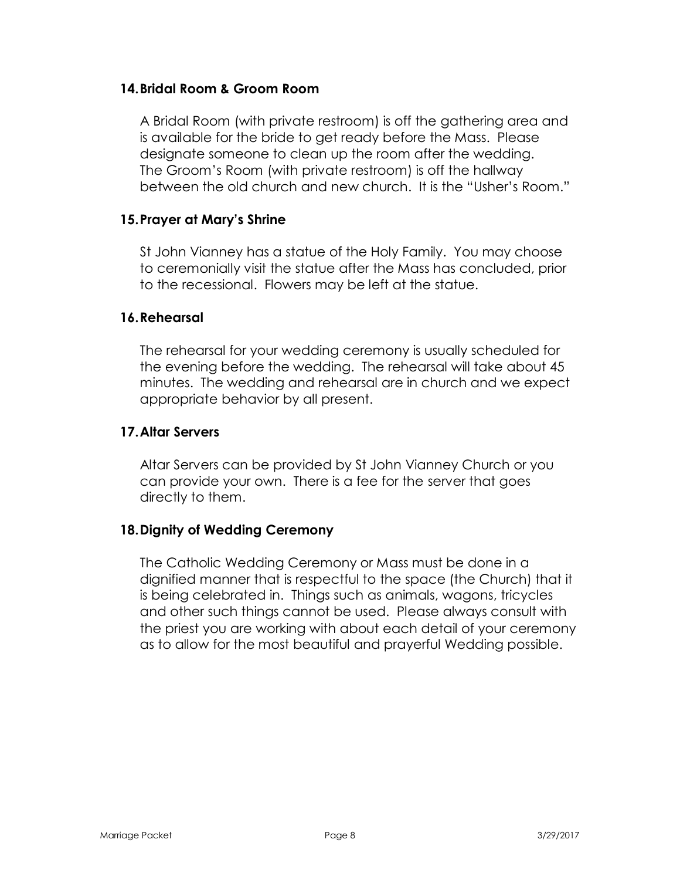## 14. Bridal Room & Groom Room

A Bridal Room (with private restroom) is off the gathering area and is available for the bride to get ready before the Mass. Please designate someone to clean up the room after the wedding. The Groom's Room (with private restroom) is off the hallway between the old church and new church. It is the "Usher's Room."

## 15. Prayer at Mary's Shrine

St John Vianney has a statue of the Holy Family. You may choose to ceremonially visit the statue after the Mass has concluded, prior to the recessional. Flowers may be left at the statue.

## 16. Rehearsal

The rehearsal for your wedding ceremony is usually scheduled for the evening before the wedding. The rehearsal will take about 45 minutes. The wedding and rehearsal are in church and we expect appropriate behavior by all present.

## 17. Altar Servers

Altar Servers can be provided by St John Vianney Church or you can provide your own. There is a fee for the server that goes directly to them.

## 18. Dignity of Wedding Ceremony

The Catholic Wedding Ceremony or Mass must be done in a dignified manner that is respectful to the space (the Church) that it is being celebrated in. Things such as animals, wagons, tricycles and other such things cannot be used. Please always consult with the priest you are working with about each detail of your ceremony as to allow for the most beautiful and prayerful Wedding possible.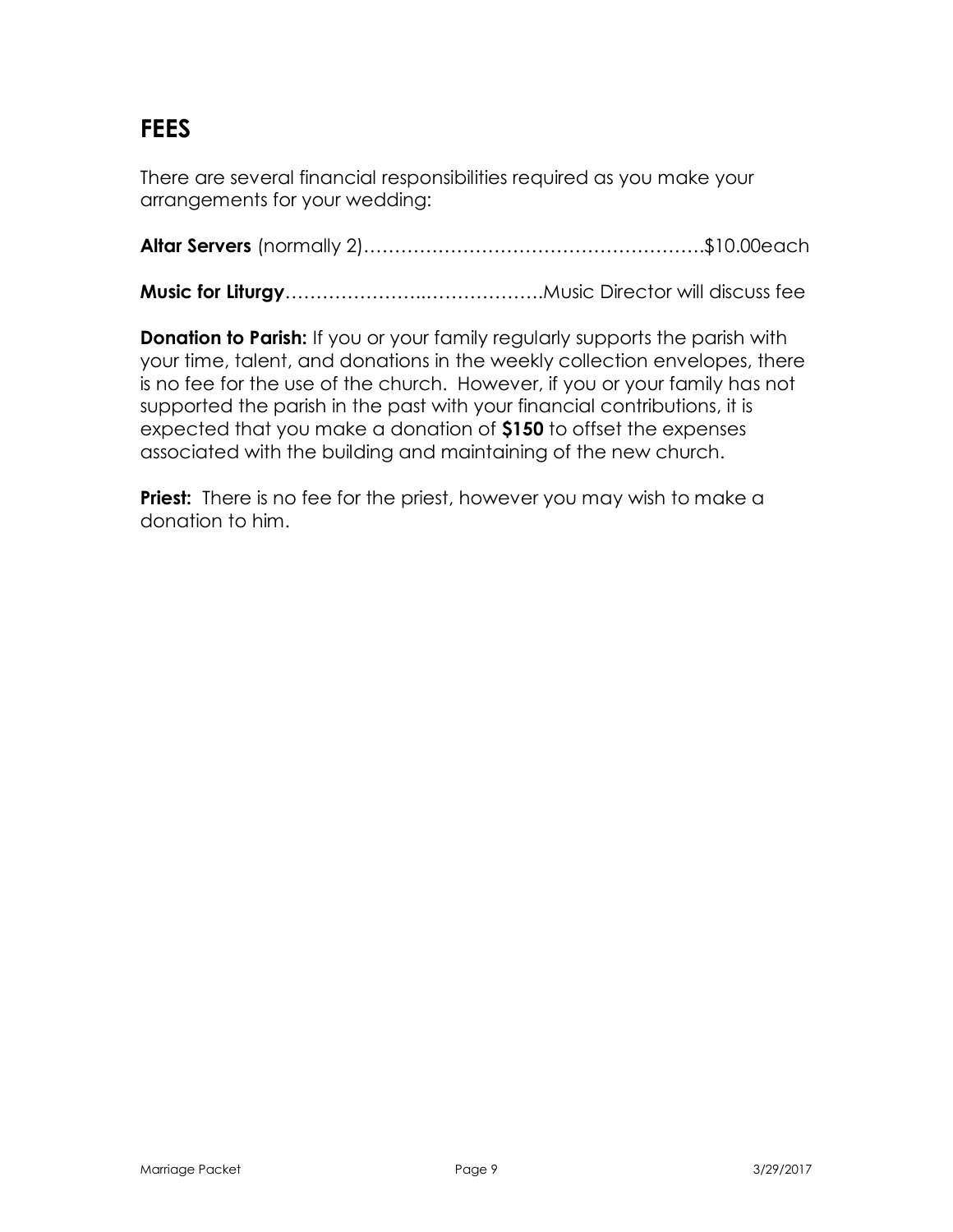## FEES

There are several financial responsibilities required as you make your arrangements for your wedding:

**Altar Servers** (normally 2)……………………………………………….$10.00each

**Music for Liturgy**…………………..……………….Music Director will discuss fee

**Donation to Parish:** If you or your family regularly supports the parish with your time, talent, and donations in the weekly collection envelopes, there is no fee for the use of the church. However, if you or your family has not supported the parish in the past with your financial contributions, it is expected that you make a donation of **$150** to offset the expenses associated with the building and maintaining of the new church.

**Priest:** There is no fee for the priest, however you may wish to make a donation to him.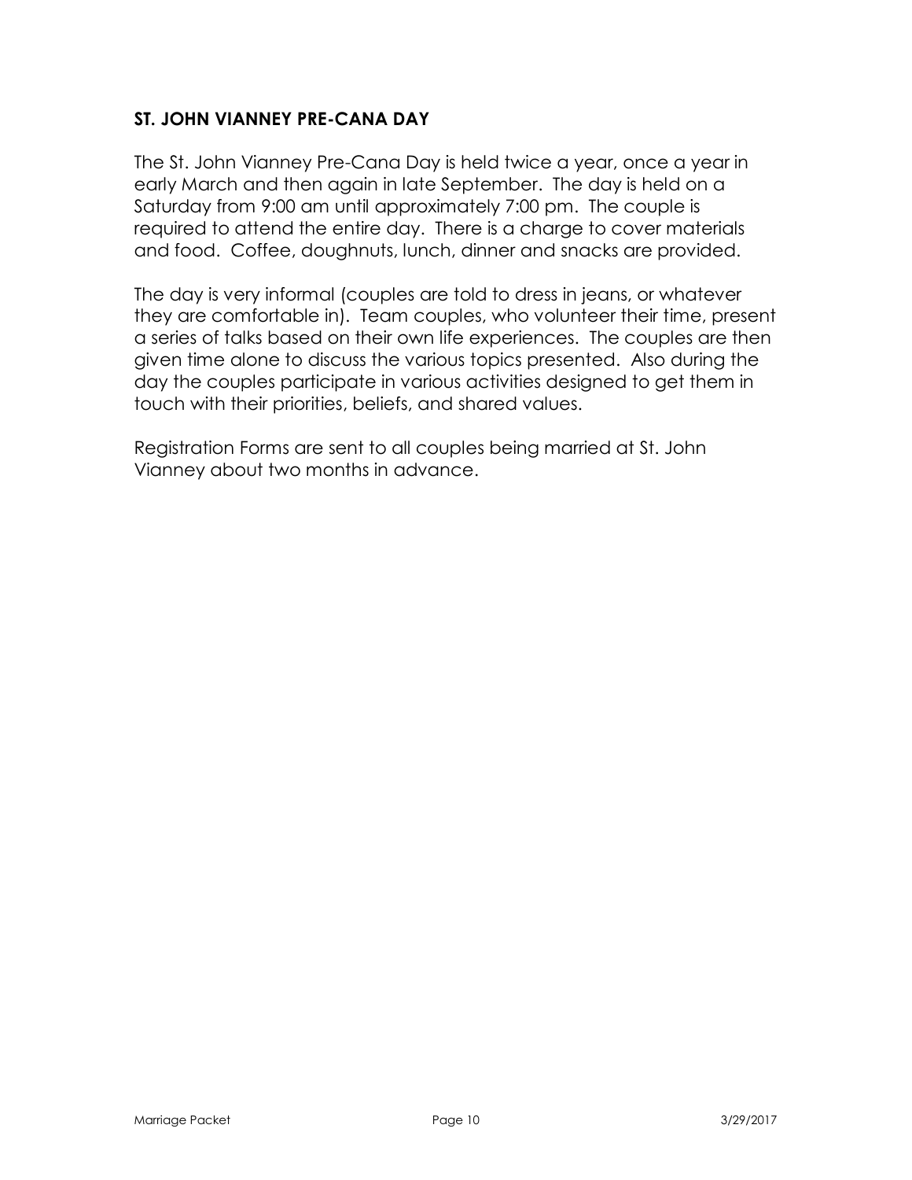## ST. JOHN VIANNEY PRE-CANA DAY

The St. John Vianney Pre-Cana Day is held twice a year, once a year in early March and then again in late September. The day is held on a Saturday from 9:00 am until approximately 7:00 pm. The couple is required to attend the entire day. There is a charge to cover materials and food. Coffee, doughnuts, lunch, dinner and snacks are provided.

The day is very informal (couples are told to dress in jeans, or whatever they are comfortable in). Team couples, who volunteer their time, present a series of talks based on their own life experiences. The couples are then given time alone to discuss the various topics presented. Also during the day the couples participate in various activities designed to get them in touch with their priorities, beliefs, and shared values.

Registration Forms are sent to all couples being married at St. John Vianney about two months in advance.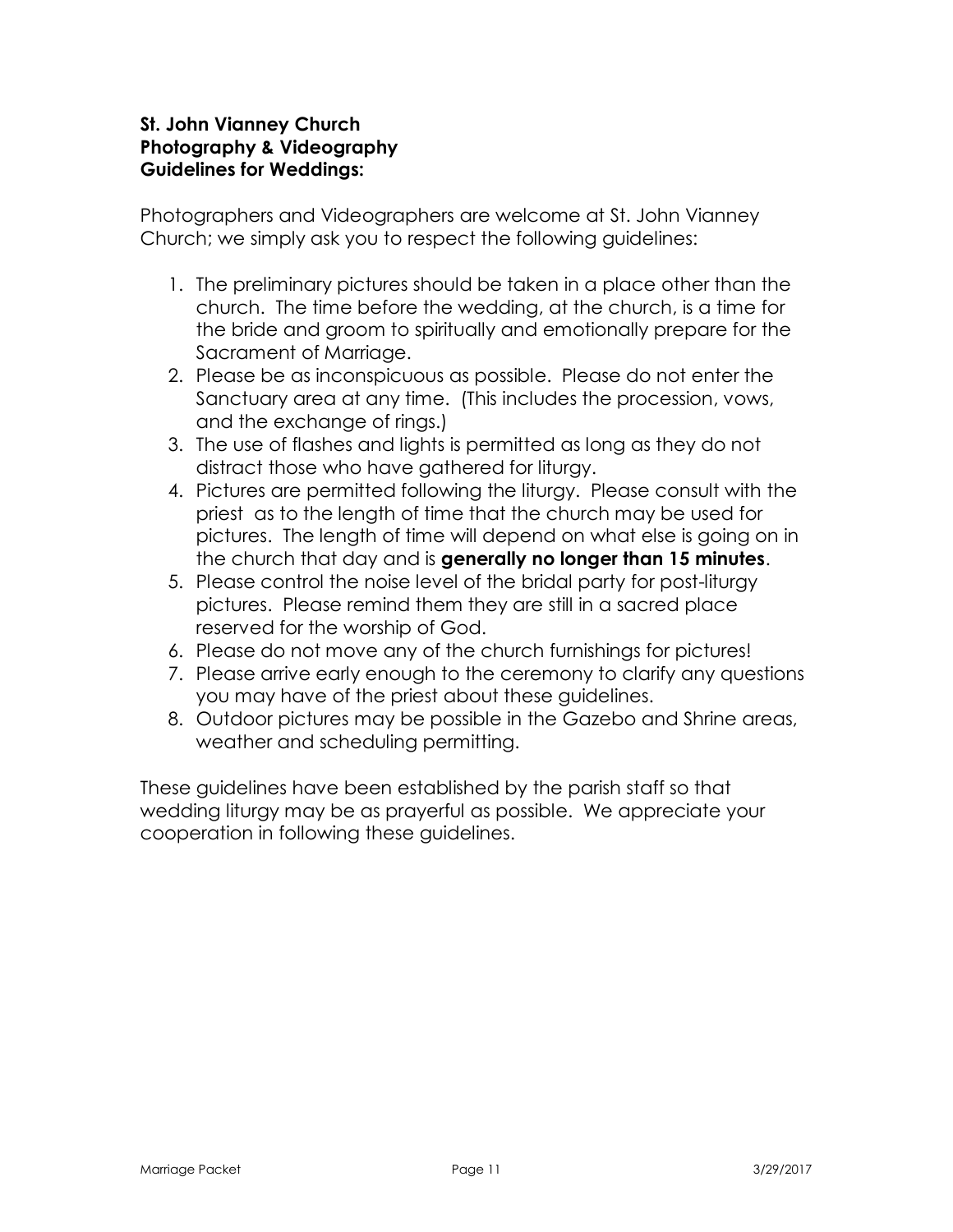**St. John Vianney Church**
**Photography & Videography**
**Guidelines for Weddings:**

Photographers and Videographers are welcome at St. John Vianney Church; we simply ask you to respect the following guidelines:

1. The preliminary pictures should be taken in a place other than the church. The time before the wedding, at the church, is a time for the bride and groom to spiritually and emotionally prepare for the Sacrament of Marriage.
2. Please be as inconspicuous as possible. Please do not enter the Sanctuary area at any time. (This includes the procession, vows, and the exchange of rings.)
3. The use of flashes and lights is permitted as long as they do not distract those who have gathered for liturgy.
4. Pictures are permitted following the liturgy. Please consult with the priest as to the length of time that the church may be used for pictures. The length of time will depend on what else is going on in the church that day and is **generally no longer than 15 minutes**.
5. Please control the noise level of the bridal party for post-liturgy pictures. Please remind them they are still in a sacred place reserved for the worship of God.
6. Please do not move any of the church furnishings for pictures!
7. Please arrive early enough to the ceremony to clarify any questions you may have of the priest about these guidelines.
8. Outdoor pictures may be possible in the Gazebo and Shrine areas, weather and scheduling permitting.

These guidelines have been established by the parish staff so that wedding liturgy may be as prayerful as possible. We appreciate your cooperation in following these guidelines.